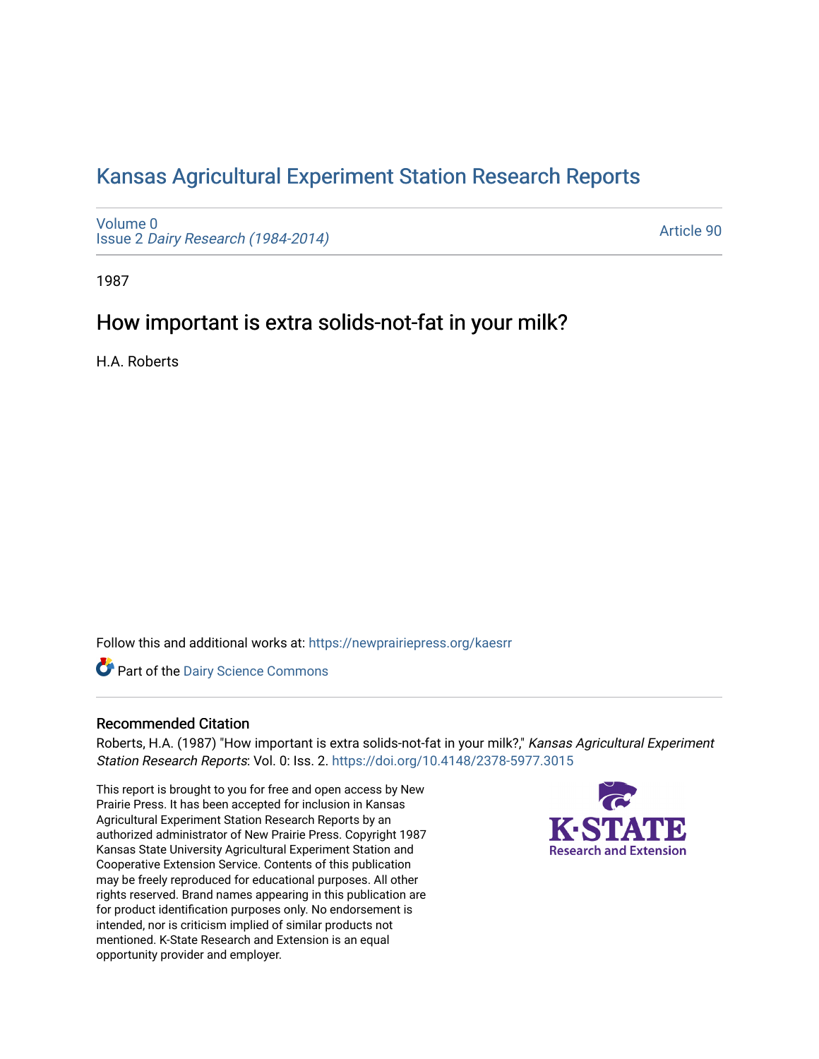# Kansas Agricultural Experiment Station Research Reports

Volume 0
Issue 2 *Dairy Research (1984-2014)*

Article 90

1987

## How important is extra solids-not-fat in your milk?

H.A. Roberts

Follow this and additional works at: https://newprairiepress.org/kaesrr

Part of the Dairy Science Commons

### Recommended Citation

Roberts, H.A. (1987) "How important is extra solids-not-fat in your milk?," *Kansas Agricultural Experiment Station Research Reports*: Vol. 0: Iss. 2. https://doi.org/10.4148/2378-5977.3015

This report is brought to you for free and open access by New Prairie Press. It has been accepted for inclusion in Kansas Agricultural Experiment Station Research Reports by an authorized administrator of New Prairie Press. Copyright 1987 Kansas State University Agricultural Experiment Station and Cooperative Extension Service. Contents of this publication may be freely reproduced for educational purposes. All other rights reserved. Brand names appearing in this publication are for product identification purposes only. No endorsement is intended, nor is criticism implied of similar products not mentioned. K-State Research and Extension is an equal opportunity provider and employer.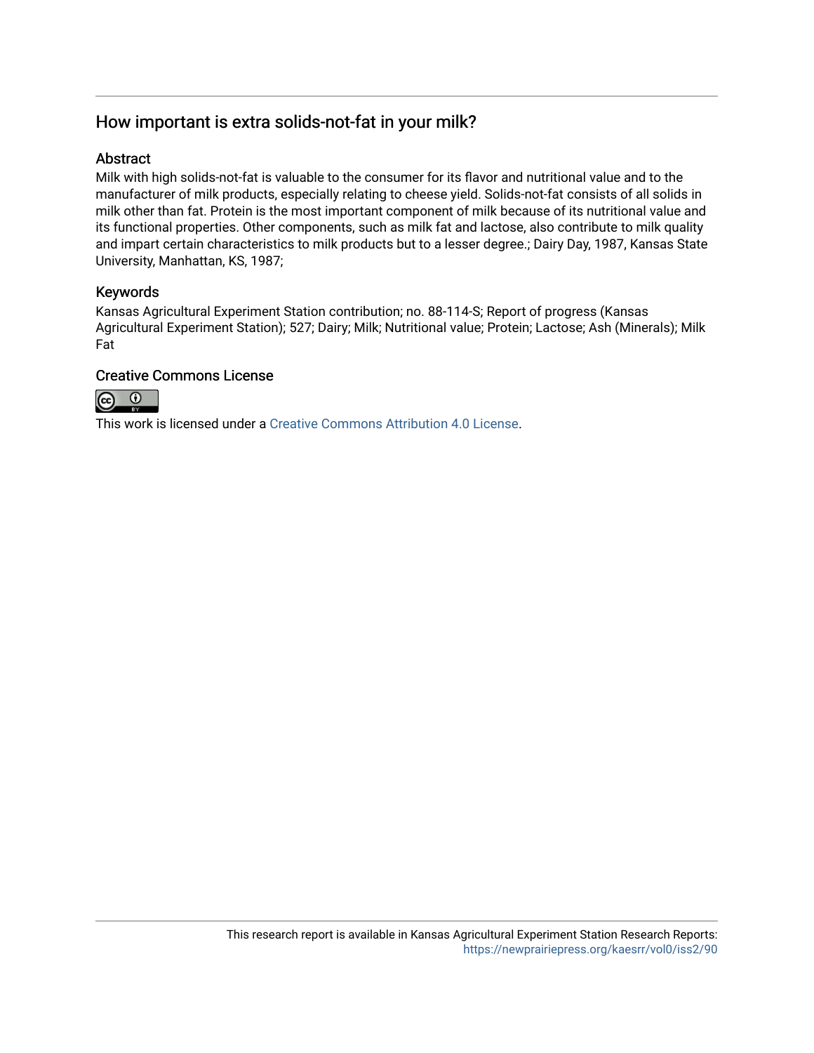## How important is extra solids-not-fat in your milk?

### Abstract

Milk with high solids-not-fat is valuable to the consumer for its flavor and nutritional value and to the manufacturer of milk products, especially relating to cheese yield. Solids-not-fat consists of all solids in milk other than fat. Protein is the most important component of milk because of its nutritional value and its functional properties. Other components, such as milk fat and lactose, also contribute to milk quality and impart certain characteristics to milk products but to a lesser degree.; Dairy Day, 1987, Kansas State University, Manhattan, KS, 1987;

### Keywords

Kansas Agricultural Experiment Station contribution; no. 88-114-S; Report of progress (Kansas Agricultural Experiment Station); 527; Dairy; Milk; Nutritional value; Protein; Lactose; Ash (Minerals); Milk Fat

### Creative Commons License

This work is licensed under a Creative Commons Attribution 4.0 License.

This research report is available in Kansas Agricultural Experiment Station Research Reports: https://newprairiepress.org/kaesrr/vol0/iss2/90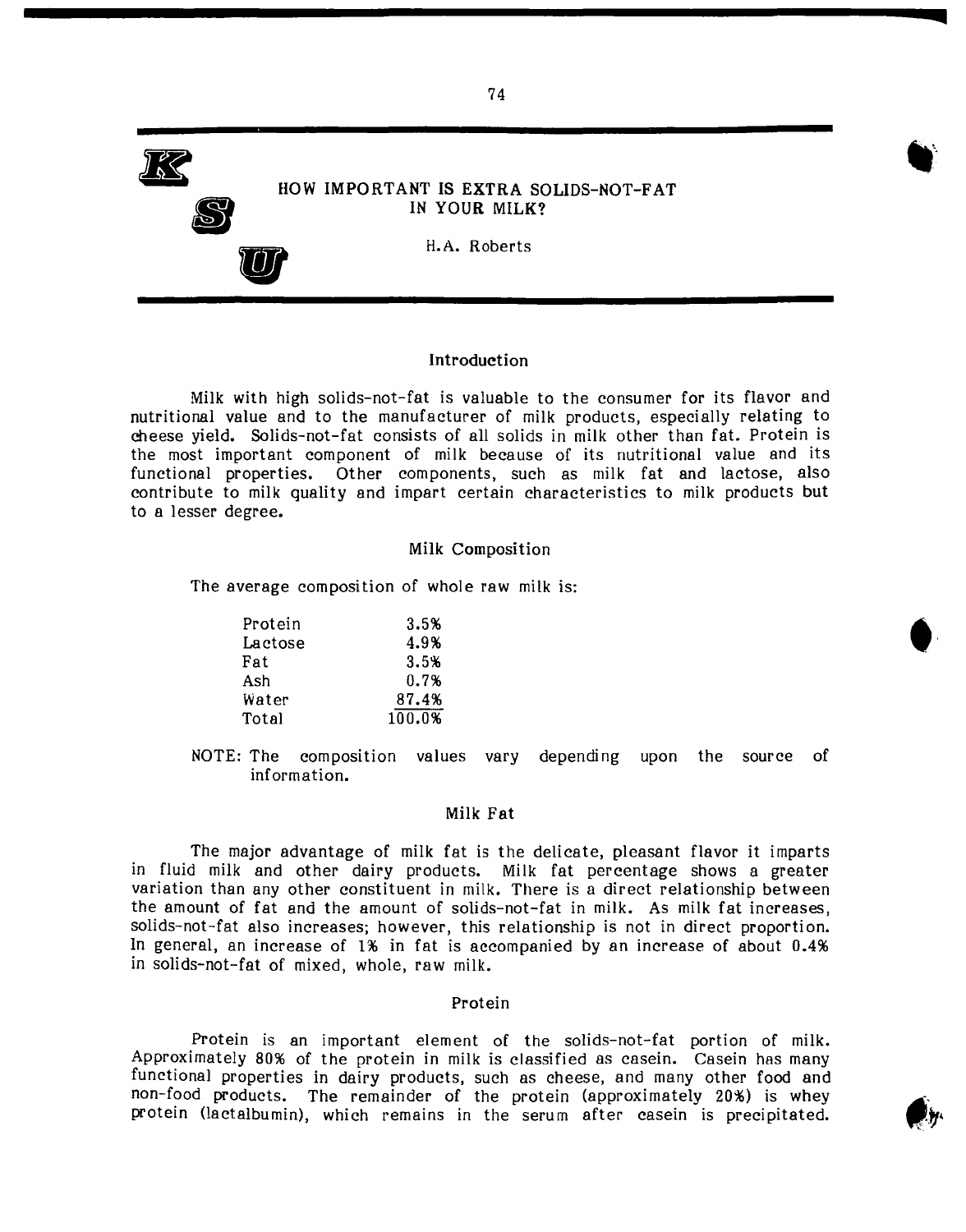# HOW IMPORTANT IS EXTRA SOLIDS-NOT-FAT IN YOUR MILK?

H.A. Roberts

## Introduction

Milk with high solids-not-fat is valuable to the consumer for its flavor and nutritional value and to the manufacturer of milk products, especially relating to cheese yield. Solids-not-fat consists of all solids in milk other than fat. Protein is the most important component of milk because of its nutritional value and its functional properties. Other components, such as milk fat and lactose, also contribute to milk quality and impart certain characteristics to milk products but to a lesser degree.

## Milk Composition

The average composition of whole raw milk is:

| Component | % |
|---|---|
| Protein | 3.5% |
| Lactose | 4.9% |
| Fat | 3.5% |
| Ash | 0.7% |
| Water | 87.4% |
| Total | 100.0% |

NOTE: The composition values vary depending upon the source of information.

## Milk Fat

The major advantage of milk fat is the delicate, pleasant flavor it imparts in fluid milk and other dairy products. Milk fat percentage shows a greater variation than any other constituent in milk. There is a direct relationship between the amount of fat and the amount of solids-not-fat in milk. As milk fat increases, solids-not-fat also increases; however, this relationship is not in direct proportion. In general, an increase of 1% in fat is accompanied by an increase of about 0.4% in solids-not-fat of mixed, whole, raw milk.

## Protein

Protein is an important element of the solids-not-fat portion of milk. Approximately 80% of the protein in milk is classified as casein. Casein has many functional properties in dairy products, such as cheese, and many other food and non-food products. The remainder of the protein (approximately 20%) is whey protein (lactalbumin), which remains in the serum after casein is precipitated.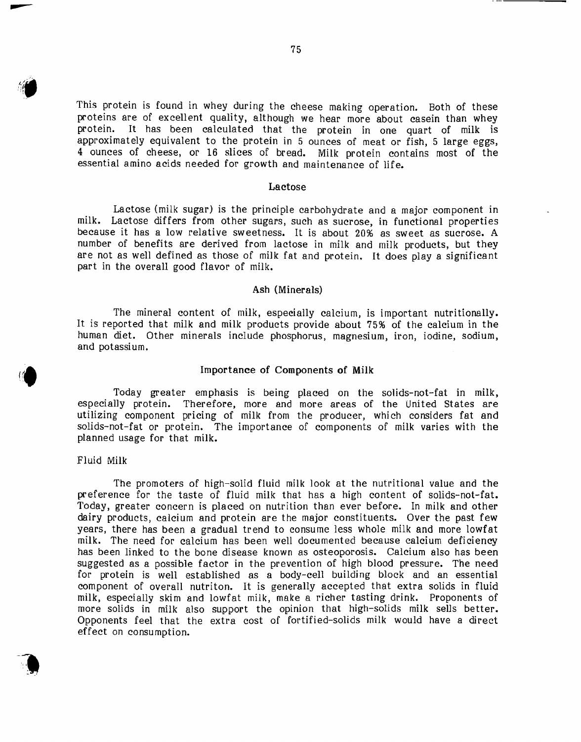This protein is found in whey during the cheese making operation. Both of these proteins are of excellent quality, although we hear more about casein than whey protein. It has been calculated that the protein in one quart of milk is approximately equivalent to the protein in 5 ounces of meat or fish, 5 large eggs, 4 ounces of cheese, or 16 slices of bread. Milk protein contains most of the essential amino acids needed for growth and maintenance of life.

## Lactose

Lactose (milk sugar) is the principle carbohydrate and a major component in milk. Lactose differs from other sugars, such as sucrose, in functional properties because it has a low relative sweetness. It is about 20% as sweet as sucrose. A number of benefits are derived from lactose in milk and milk products, but they are not as well defined as those of milk fat and protein. It does play a significant part in the overall good flavor of milk.

## Ash (Minerals)

The mineral content of milk, especially calcium, is important nutritionally. It is reported that milk and milk products provide about 75% of the calcium in the human diet. Other minerals include phosphorus, magnesium, iron, iodine, sodium, and potassium.

## Importance of Components of Milk

Today greater emphasis is being placed on the solids-not-fat in milk, especially protein. Therefore, more and more areas of the United States are utilizing component pricing of milk from the producer, which considers fat and solids-not-fat or protein. The importance of components of milk varies with the planned usage for that milk.

### Fluid Milk

The promoters of high-solid fluid milk look at the nutritional value and the preference for the taste of fluid milk that has a high content of solids-not-fat. Today, greater concern is placed on nutrition than ever before. In milk and other dairy products, calcium and protein are the major constituents. Over the past few years, there has been a gradual trend to consume less whole milk and more lowfat milk. The need for calcium has been well documented because calcium deficiency has been linked to the bone disease known as osteoporosis. Calcium also has been suggested as a possible factor in the prevention of high blood pressure. The need for protein is well established as a body-cell building block and an essential component of overall nutriton. It is generally accepted that extra solids in fluid milk, especially skim and lowfat milk, make a richer tasting drink. Proponents of more solids in milk also support the opinion that high-solids milk sells better. Opponents feel that the extra cost of fortified-solids milk would have a direct effect on consumption.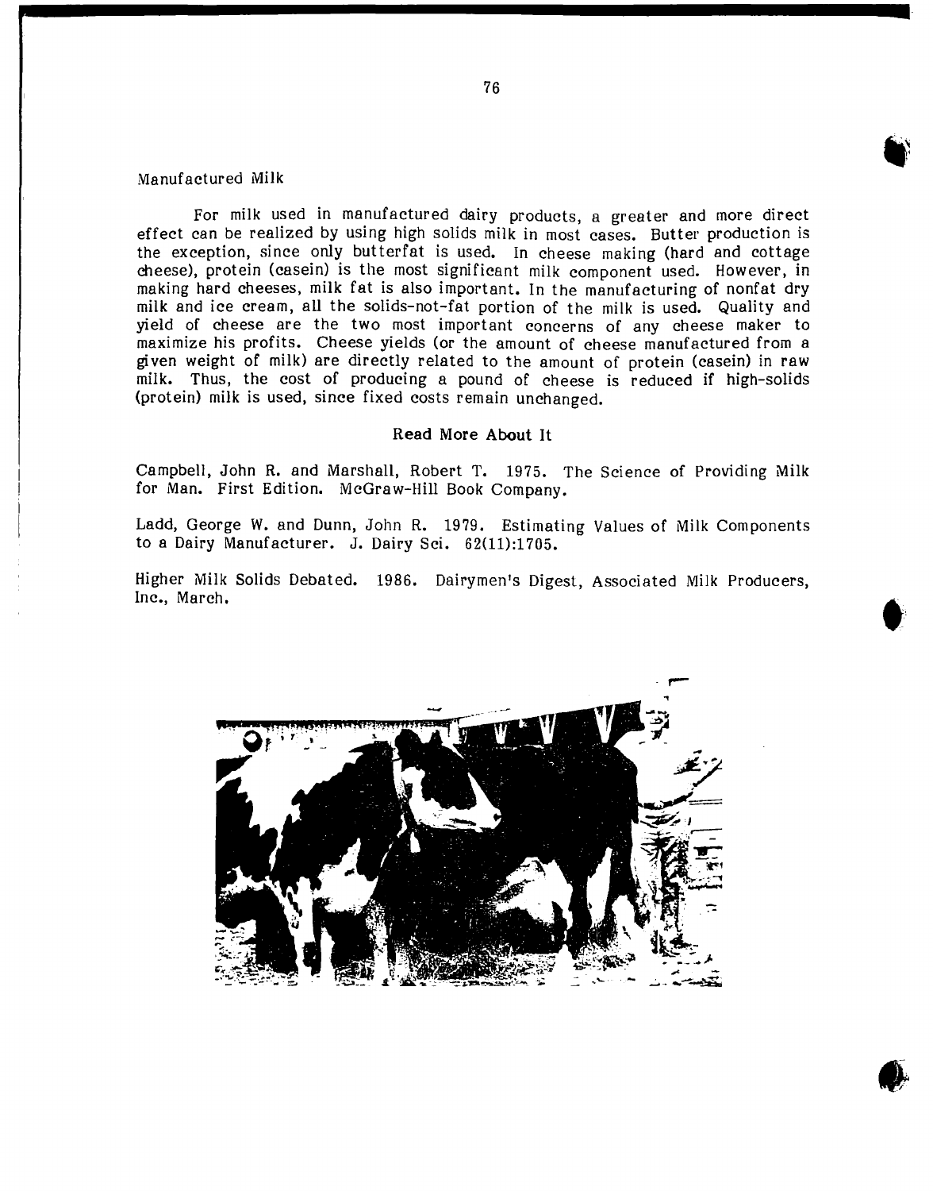## Manufactured Milk

For milk used in manufactured dairy products, a greater and more direct effect can be realized by using high solids milk in most cases. Butter production is the exception, since only butterfat is used. In cheese making (hard and cottage cheese), protein (casein) is the most significant milk component used. However, in making hard cheeses, milk fat is also important. In the manufacturing of nonfat dry milk and ice cream, all the solids-not-fat portion of the milk is used. Quality and yield of cheese are the two most important concerns of any cheese maker to maximize his profits. Cheese yields (or the amount of cheese manufactured from a given weight of milk) are directly related to the amount of protein (casein) in raw milk. Thus, the cost of producing a pound of cheese is reduced if high-solids (protein) milk is used, since fixed costs remain unchanged.

### Read More About It

Campbell, John R. and Marshall, Robert T. 1975. The Science of Providing Milk for Man. First Edition. McGraw-Hill Book Company.

Ladd, George W. and Dunn, John R. 1979. Estimating Values of Milk Components to a Dairy Manufacturer. J. Dairy Sci. 62(11):1705.

Higher Milk Solids Debated. 1986. Dairymen's Digest, Associated Milk Producers, Inc., March.